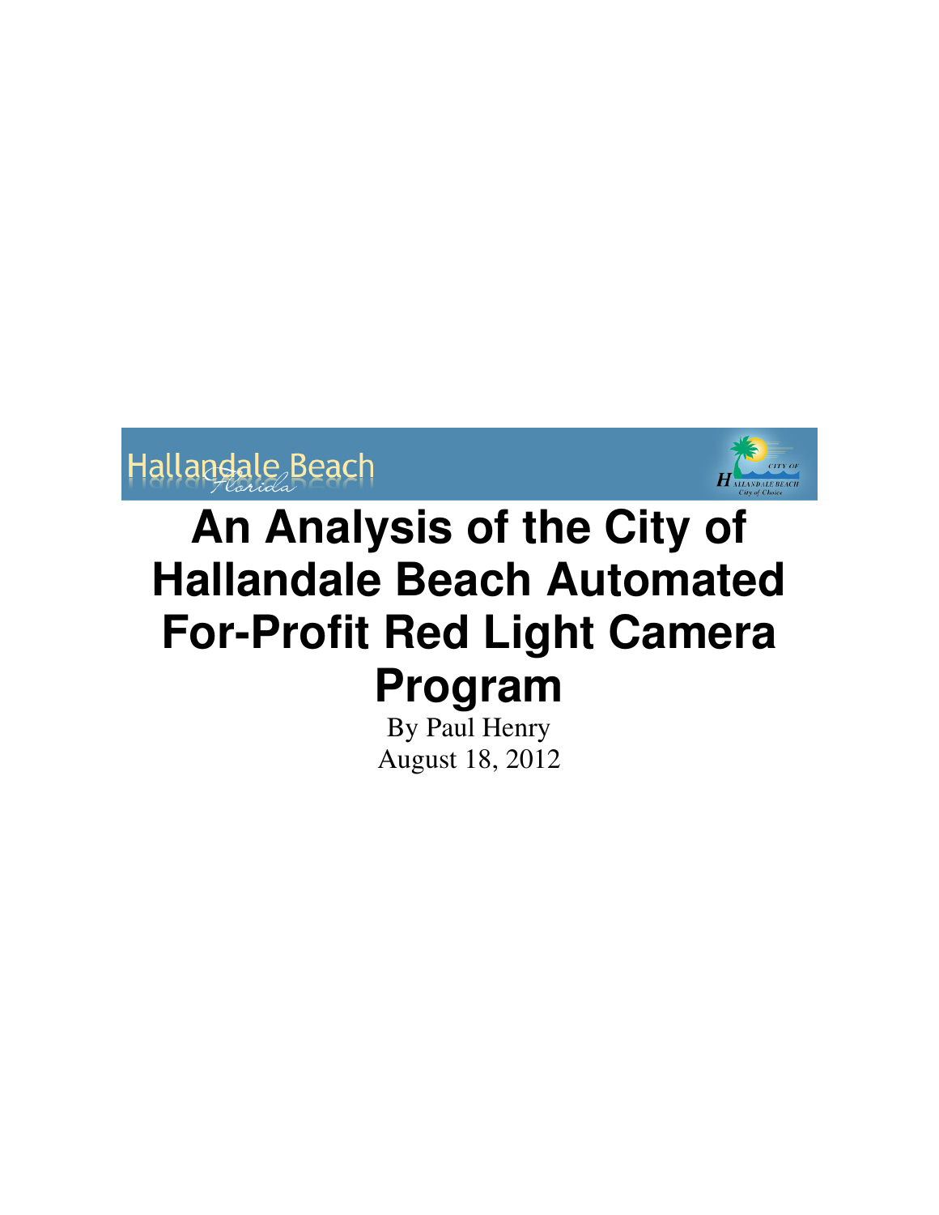Hallandale Beach Florida

CITY OF HALLANDALE BEACH City of Choice

# An Analysis of the City of Hallandale Beach Automated For-Profit Red Light Camera Program

By Paul Henry

August 18, 2012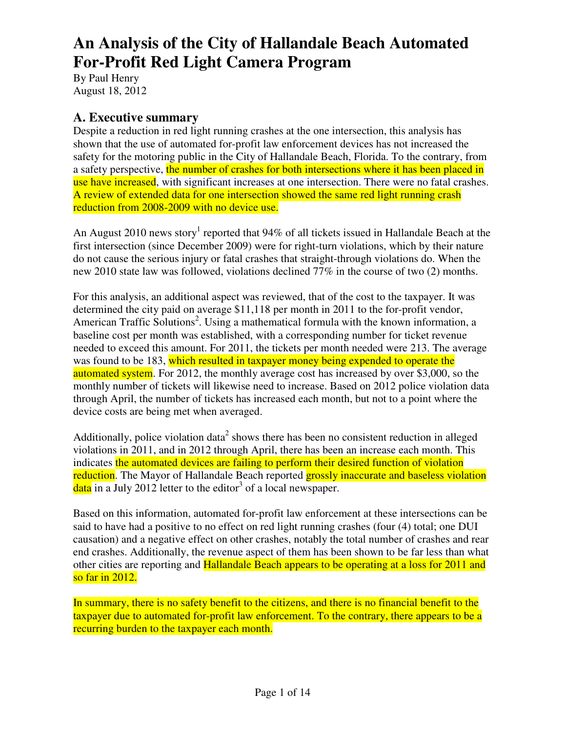# An Analysis of the City of Hallandale Beach Automated For-Profit Red Light Camera Program

By Paul Henry
August 18, 2012

## A. Executive summary

Despite a reduction in red light running crashes at the one intersection, this analysis has shown that the use of automated for-profit law enforcement devices has not increased the safety for the motoring public in the City of Hallandale Beach, Florida. To the contrary, from a safety perspective, the number of crashes for both intersections where it has been placed in use have increased, with significant increases at one intersection. There were no fatal crashes. A review of extended data for one intersection showed the same red light running crash reduction from 2008-2009 with no device use.

An August 2010 news story[1] reported that 94% of all tickets issued in Hallandale Beach at the first intersection (since December 2009) were for right-turn violations, which by their nature do not cause the serious injury or fatal crashes that straight-through violations do. When the new 2010 state law was followed, violations declined 77% in the course of two (2) months.

For this analysis, an additional aspect was reviewed, that of the cost to the taxpayer. It was determined the city paid on average $11,118 per month in 2011 to the for-profit vendor, American Traffic Solutions[2]. Using a mathematical formula with the known information, a baseline cost per month was established, with a corresponding number for ticket revenue needed to exceed this amount. For 2011, the tickets per month needed were 213. The average was found to be 183, which resulted in taxpayer money being expended to operate the automated system. For 2012, the monthly average cost has increased by over $3,000, so the monthly number of tickets will likewise need to increase. Based on 2012 police violation data through April, the number of tickets has increased each month, but not to a point where the device costs are being met when averaged.

Additionally, police violation data[2] shows there has been no consistent reduction in alleged violations in 2011, and in 2012 through April, there has been an increase each month. This indicates the automated devices are failing to perform their desired function of violation reduction. The Mayor of Hallandale Beach reported grossly inaccurate and baseless violation data in a July 2012 letter to the editor[3] of a local newspaper.

Based on this information, automated for-profit law enforcement at these intersections can be said to have had a positive to no effect on red light running crashes (four (4) total; one DUI causation) and a negative effect on other crashes, notably the total number of crashes and rear end crashes. Additionally, the revenue aspect of them has been shown to be far less than what other cities are reporting and Hallandale Beach appears to be operating at a loss for 2011 and so far in 2012.

In summary, there is no safety benefit to the citizens, and there is no financial benefit to the taxpayer due to automated for-profit law enforcement. To the contrary, there appears to be a recurring burden to the taxpayer each month.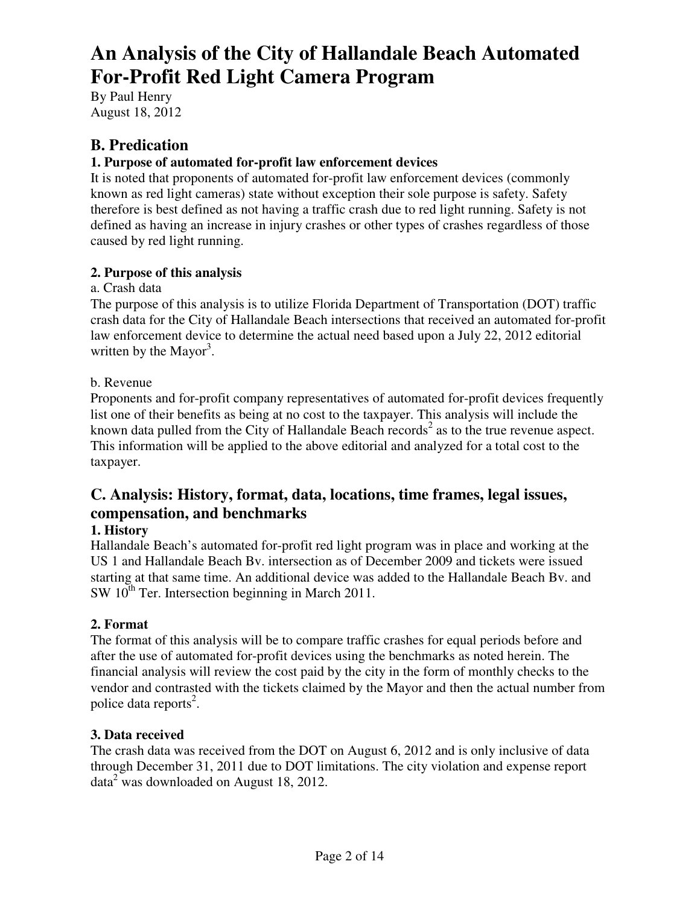# An Analysis of the City of Hallandale Beach Automated For-Profit Red Light Camera Program

By Paul Henry
August 18, 2012

## B. Predication

### 1. Purpose of automated for-profit law enforcement devices

It is noted that proponents of automated for-profit law enforcement devices (commonly known as red light cameras) state without exception their sole purpose is safety. Safety therefore is best defined as not having a traffic crash due to red light running. Safety is not defined as having an increase in injury crashes or other types of crashes regardless of those caused by red light running.

### 2. Purpose of this analysis

a. Crash data

The purpose of this analysis is to utilize Florida Department of Transportation (DOT) traffic crash data for the City of Hallandale Beach intersections that received an automated for-profit law enforcement device to determine the actual need based upon a July 22, 2012 editorial written by the Mayor[3].

b. Revenue

Proponents and for-profit company representatives of automated for-profit devices frequently list one of their benefits as being at no cost to the taxpayer. This analysis will include the known data pulled from the City of Hallandale Beach records[2] as to the true revenue aspect. This information will be applied to the above editorial and analyzed for a total cost to the taxpayer.

## C. Analysis: History, format, data, locations, time frames, legal issues, compensation, and benchmarks

### 1. History

Hallandale Beach's automated for-profit red light program was in place and working at the US 1 and Hallandale Beach Bv. intersection as of December 2009 and tickets were issued starting at that same time. An additional device was added to the Hallandale Beach Bv. and SW 10th Ter. Intersection beginning in March 2011.

### 2. Format

The format of this analysis will be to compare traffic crashes for equal periods before and after the use of automated for-profit devices using the benchmarks as noted herein. The financial analysis will review the cost paid by the city in the form of monthly checks to the vendor and contrasted with the tickets claimed by the Mayor and then the actual number from police data reports[2].

### 3. Data received

The crash data was received from the DOT on August 6, 2012 and is only inclusive of data through December 31, 2011 due to DOT limitations. The city violation and expense report data[2] was downloaded on August 18, 2012.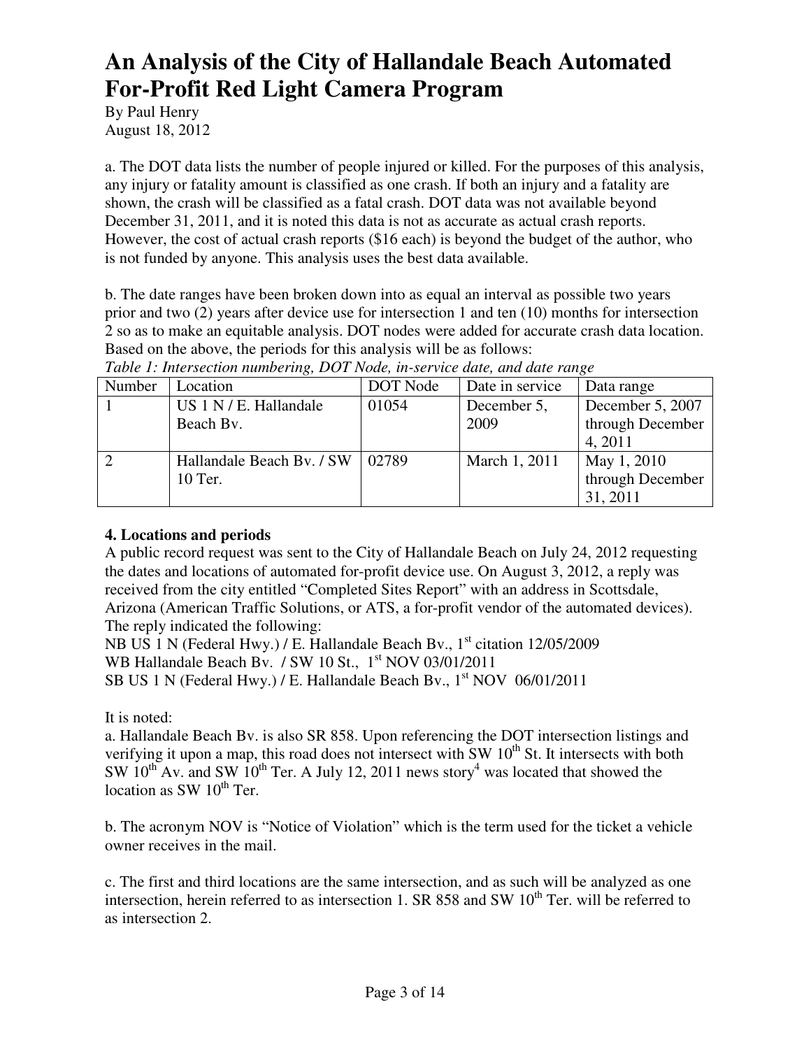# An Analysis of the City of Hallandale Beach Automated For-Profit Red Light Camera Program

By Paul Henry
August 18, 2012

a. The DOT data lists the number of people injured or killed. For the purposes of this analysis, any injury or fatality amount is classified as one crash. If both an injury and a fatality are shown, the crash will be classified as a fatal crash. DOT data was not available beyond December 31, 2011, and it is noted this data is not as accurate as actual crash reports. However, the cost of actual crash reports ($16 each) is beyond the budget of the author, who is not funded by anyone. This analysis uses the best data available.

b. The date ranges have been broken down into as equal an interval as possible two years prior and two (2) years after device use for intersection 1 and ten (10) months for intersection 2 so as to make an equitable analysis. DOT nodes were added for accurate crash data location. Based on the above, the periods for this analysis will be as follows:

*Table 1: Intersection numbering, DOT Node, in-service date, and date range*

| Number | Location | DOT Node | Date in service | Data range |
|---|---|---|---|---|
| 1 | US 1 N / E. Hallandale Beach Bv. | 01054 | December 5, 2009 | December 5, 2007 through December 4, 2011 |
| 2 | Hallandale Beach Bv. / SW 10 Ter. | 02789 | March 1, 2011 | May 1, 2010 through December 31, 2011 |

**4. Locations and periods**

A public record request was sent to the City of Hallandale Beach on July 24, 2012 requesting the dates and locations of automated for-profit device use. On August 3, 2012, a reply was received from the city entitled "Completed Sites Report" with an address in Scottsdale, Arizona (American Traffic Solutions, or ATS, a for-profit vendor of the automated devices). The reply indicated the following:

NB US 1 N (Federal Hwy.) / E. Hallandale Beach Bv., 1st citation 12/05/2009
WB Hallandale Beach Bv. / SW 10 St., 1st NOV 03/01/2011
SB US 1 N (Federal Hwy.) / E. Hallandale Beach Bv., 1st NOV 06/01/2011

It is noted:

a. Hallandale Beach Bv. is also SR 858. Upon referencing the DOT intersection listings and verifying it upon a map, this road does not intersect with SW 10th St. It intersects with both SW 10th Av. and SW 10th Ter. A July 12, 2011 news story[4] was located that showed the location as SW 10th Ter.

b. The acronym NOV is "Notice of Violation" which is the term used for the ticket a vehicle owner receives in the mail.

c. The first and third locations are the same intersection, and as such will be analyzed as one intersection, herein referred to as intersection 1. SR 858 and SW 10th Ter. will be referred to as intersection 2.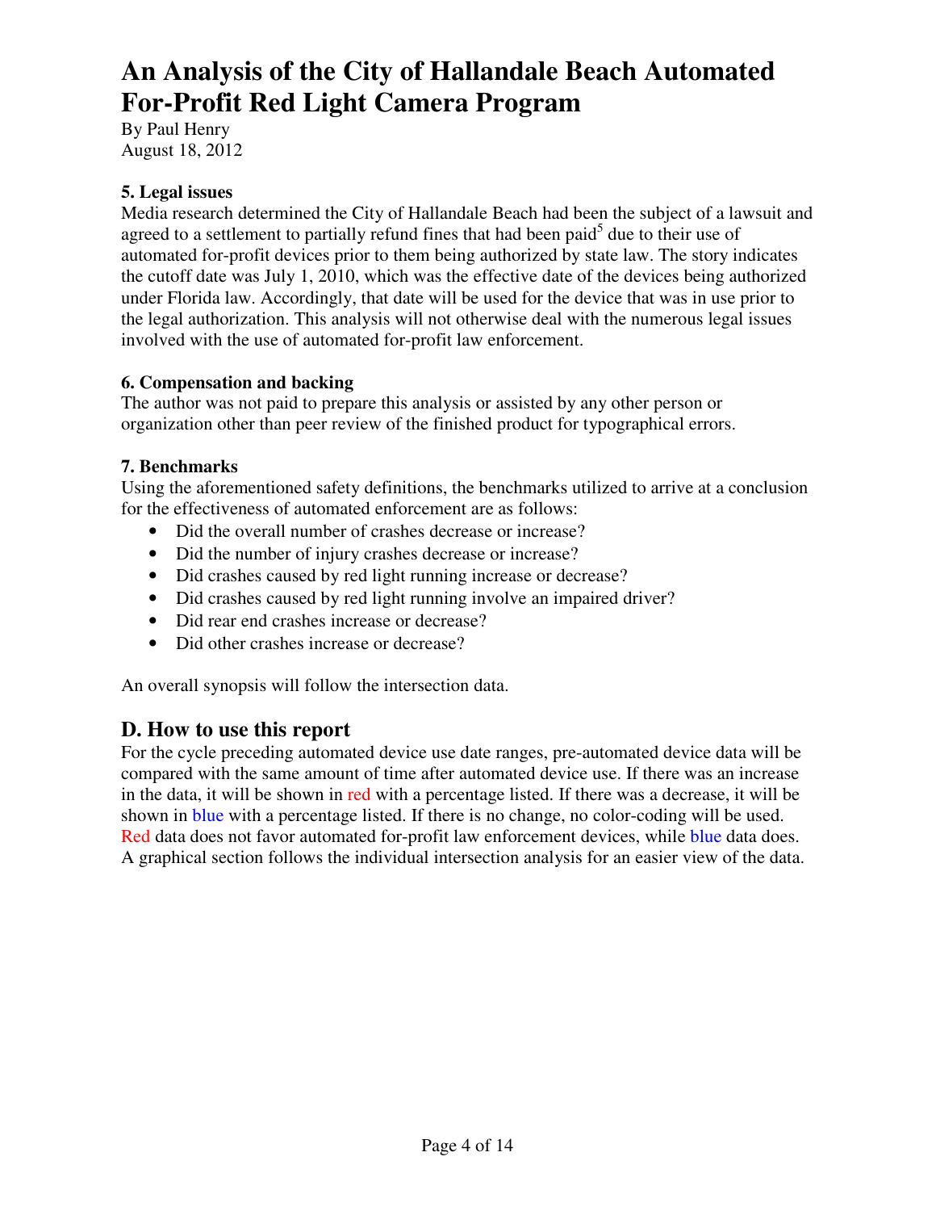# An Analysis of the City of Hallandale Beach Automated For-Profit Red Light Camera Program

By Paul Henry
August 18, 2012

**5. Legal issues**

Media research determined the City of Hallandale Beach had been the subject of a lawsuit and agreed to a settlement to partially refund fines that had been paid[5] due to their use of automated for-profit devices prior to them being authorized by state law. The story indicates the cutoff date was July 1, 2010, which was the effective date of the devices being authorized under Florida law. Accordingly, that date will be used for the device that was in use prior to the legal authorization. This analysis will not otherwise deal with the numerous legal issues involved with the use of automated for-profit law enforcement.

**6. Compensation and backing**

The author was not paid to prepare this analysis or assisted by any other person or organization other than peer review of the finished product for typographical errors.

**7. Benchmarks**

Using the aforementioned safety definitions, the benchmarks utilized to arrive at a conclusion for the effectiveness of automated enforcement are as follows:

- Did the overall number of crashes decrease or increase?
- Did the number of injury crashes decrease or increase?
- Did crashes caused by red light running increase or decrease?
- Did crashes caused by red light running involve an impaired driver?
- Did rear end crashes increase or decrease?
- Did other crashes increase or decrease?

An overall synopsis will follow the intersection data.

## D. How to use this report

For the cycle preceding automated device use date ranges, pre-automated device data will be compared with the same amount of time after automated device use. If there was an increase in the data, it will be shown in red with a percentage listed. If there was a decrease, it will be shown in blue with a percentage listed. If there is no change, no color-coding will be used. Red data does not favor automated for-profit law enforcement devices, while blue data does. A graphical section follows the individual intersection analysis for an easier view of the data.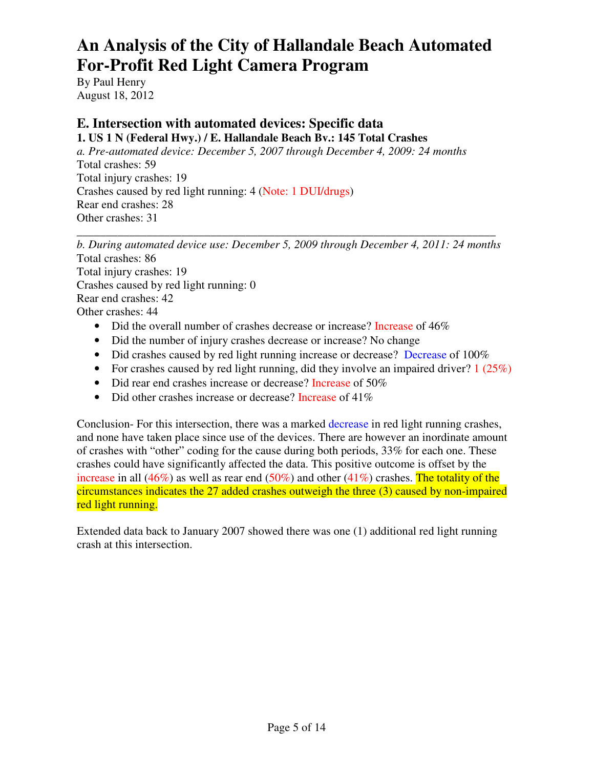# An Analysis of the City of Hallandale Beach Automated For-Profit Red Light Camera Program

By Paul Henry
August 18, 2012

## E. Intersection with automated devices: Specific data

### 1. US 1 N (Federal Hwy.) / E. Hallandale Beach Bv.: 145 Total Crashes

*a. Pre-automated device: December 5, 2007 through December 4, 2009: 24 months*

Total crashes: 59
Total injury crashes: 19
Crashes caused by red light running: 4 (Note: 1 DUI/drugs)
Rear end crashes: 28
Other crashes: 31

---

*b. During automated device use: December 5, 2009 through December 4, 2011: 24 months*

Total crashes: 86
Total injury crashes: 19
Crashes caused by red light running: 0
Rear end crashes: 42
Other crashes: 44

- Did the overall number of crashes decrease or increase? Increase of 46%
- Did the number of injury crashes decrease or increase? No change
- Did crashes caused by red light running increase or decrease? Decrease of 100%
- For crashes caused by red light running, did they involve an impaired driver? 1 (25%)
- Did rear end crashes increase or decrease? Increase of 50%
- Did other crashes increase or decrease? Increase of 41%

Conclusion- For this intersection, there was a marked decrease in red light running crashes, and none have taken place since use of the devices. There are however an inordinate amount of crashes with "other" coding for the cause during both periods, 33% for each one. These crashes could have significantly affected the data. This positive outcome is offset by the increase in all (46%) as well as rear end (50%) and other (41%) crashes. The totality of the circumstances indicates the 27 added crashes outweigh the three (3) caused by non-impaired red light running.

Extended data back to January 2007 showed there was one (1) additional red light running crash at this intersection.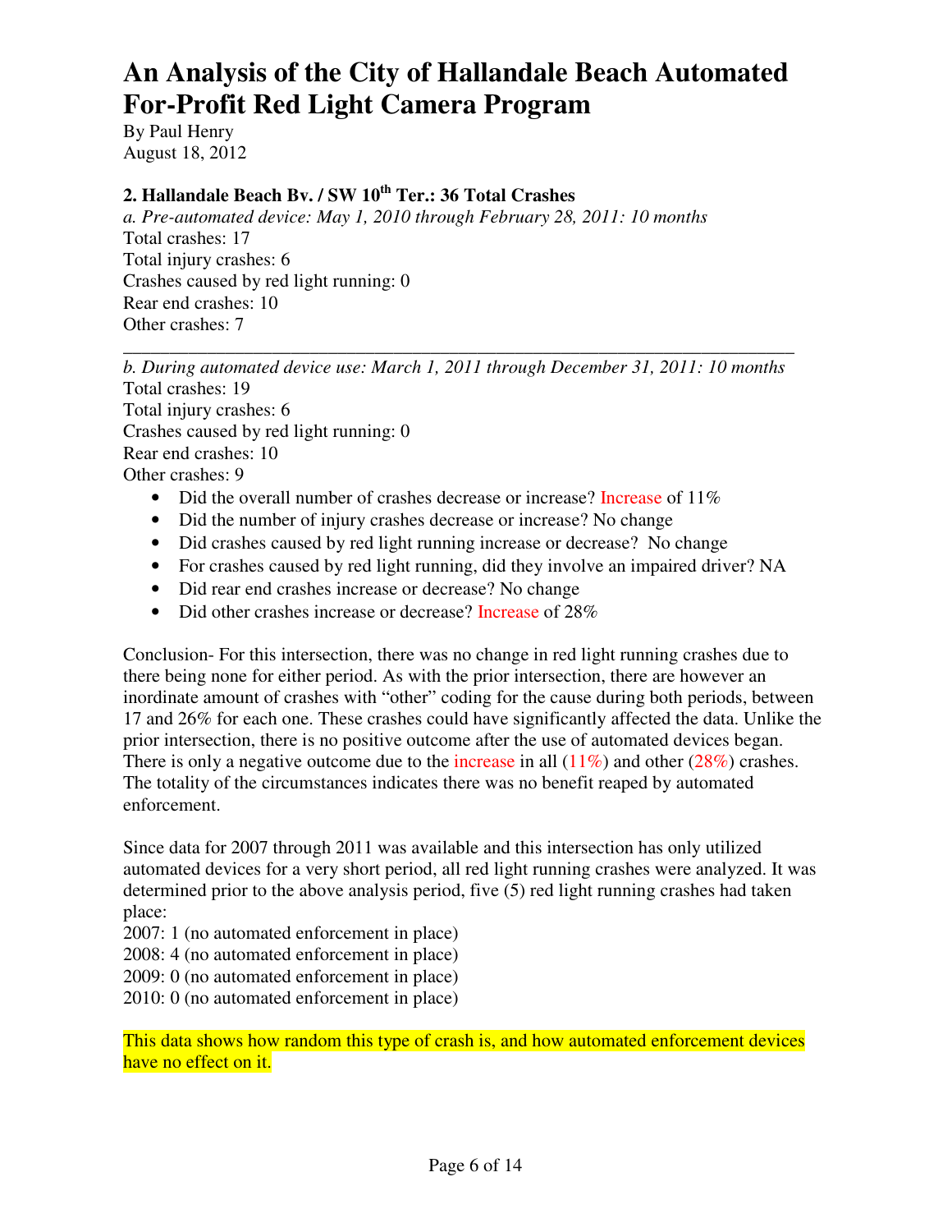# An Analysis of the City of Hallandale Beach Automated For-Profit Red Light Camera Program

By Paul Henry
August 18, 2012

**2. Hallandale Beach Bv. / SW 10th Ter.: 36 Total Crashes**

*a. Pre-automated device: May 1, 2010 through February 28, 2011: 10 months*
Total crashes: 17
Total injury crashes: 6
Crashes caused by red light running: 0
Rear end crashes: 10
Other crashes: 7

---

*b. During automated device use: March 1, 2011 through December 31, 2011: 10 months*
Total crashes: 19
Total injury crashes: 6
Crashes caused by red light running: 0
Rear end crashes: 10
Other crashes: 9

- Did the overall number of crashes decrease or increase? Increase of 11%
- Did the number of injury crashes decrease or increase? No change
- Did crashes caused by red light running increase or decrease? No change
- For crashes caused by red light running, did they involve an impaired driver? NA
- Did rear end crashes increase or decrease? No change
- Did other crashes increase or decrease? Increase of 28%

Conclusion- For this intersection, there was no change in red light running crashes due to there being none for either period. As with the prior intersection, there are however an inordinate amount of crashes with "other" coding for the cause during both periods, between 17 and 26% for each one. These crashes could have significantly affected the data. Unlike the prior intersection, there is no positive outcome after the use of automated devices began. There is only a negative outcome due to the increase in all (11%) and other (28%) crashes. The totality of the circumstances indicates there was no benefit reaped by automated enforcement.

Since data for 2007 through 2011 was available and this intersection has only utilized automated devices for a very short period, all red light running crashes were analyzed. It was determined prior to the above analysis period, five (5) red light running crashes had taken place:
2007: 1 (no automated enforcement in place)
2008: 4 (no automated enforcement in place)
2009: 0 (no automated enforcement in place)
2010: 0 (no automated enforcement in place)

This data shows how random this type of crash is, and how automated enforcement devices have no effect on it.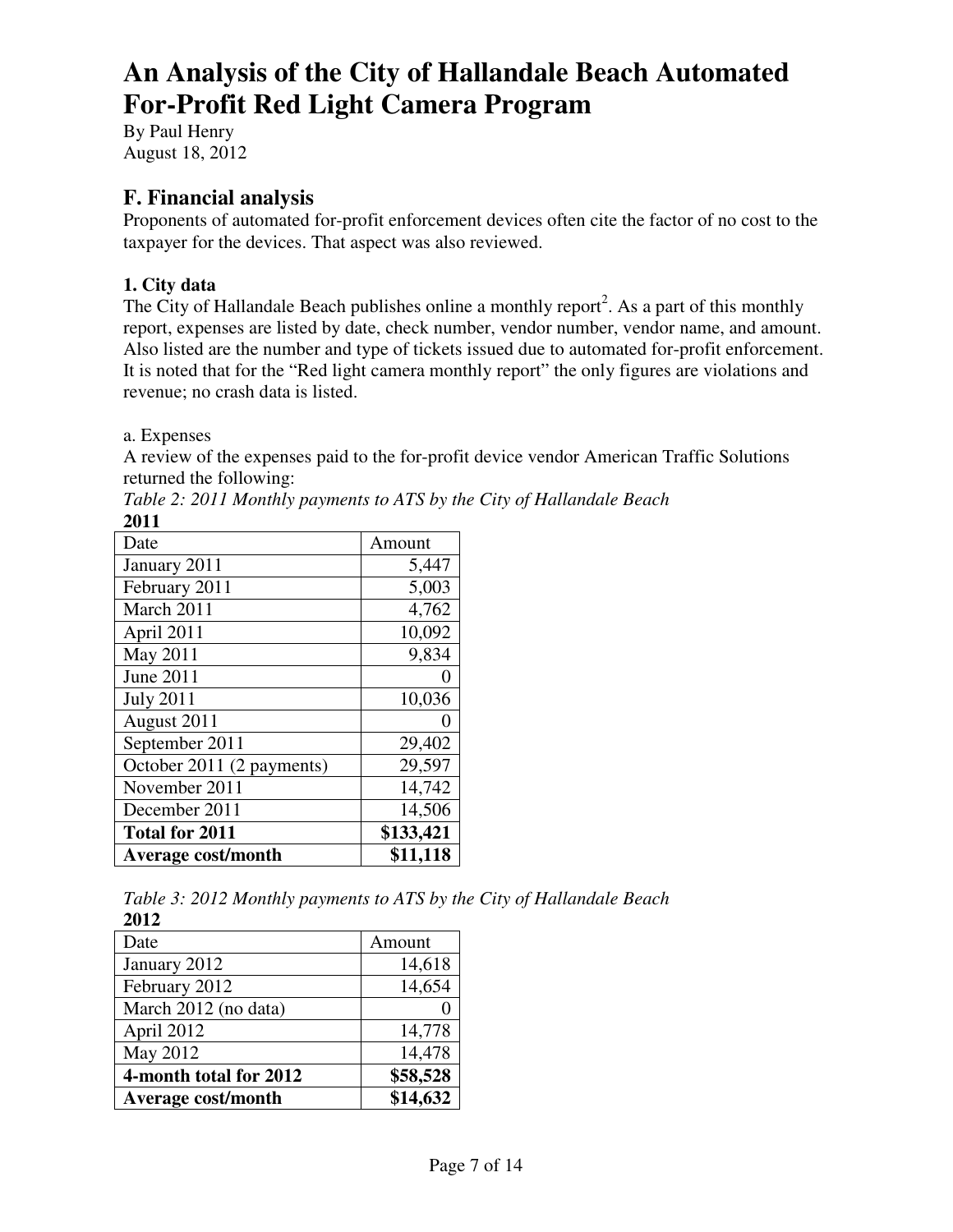# An Analysis of the City of Hallandale Beach Automated For-Profit Red Light Camera Program

By Paul Henry
August 18, 2012

## F. Financial analysis

Proponents of automated for-profit enforcement devices often cite the factor of no cost to the taxpayer for the devices. That aspect was also reviewed.

### 1. City data

The City of Hallandale Beach publishes online a monthly report[2]. As a part of this monthly report, expenses are listed by date, check number, vendor number, vendor name, and amount. Also listed are the number and type of tickets issued due to automated for-profit enforcement. It is noted that for the "Red light camera monthly report" the only figures are violations and revenue; no crash data is listed.

a. Expenses

A review of the expenses paid to the for-profit device vendor American Traffic Solutions returned the following:

*Table 2: 2011 Monthly payments to ATS by the City of Hallandale Beach*

**2011**

| Date | Amount |
|---|---:|
| January 2011 | 5,447 |
| February 2011 | 5,003 |
| March 2011 | 4,762 |
| April 2011 | 10,092 |
| May 2011 | 9,834 |
| June 2011 | 0 |
| July 2011 | 10,036 |
| August 2011 | 0 |
| September 2011 | 29,402 |
| October 2011 (2 payments) | 29,597 |
| November 2011 | 14,742 |
| December 2011 | 14,506 |
| **Total for 2011** | **$133,421** |
| **Average cost/month** | **$11,118** |

*Table 3: 2012 Monthly payments to ATS by the City of Hallandale Beach*

**2012**

| Date | Amount |
|---|---:|
| January 2012 | 14,618 |
| February 2012 | 14,654 |
| March 2012 (no data) | 0 |
| April 2012 | 14,778 |
| May 2012 | 14,478 |
| **4-month total for 2012** | **$58,528** |
| **Average cost/month** | **$14,632** |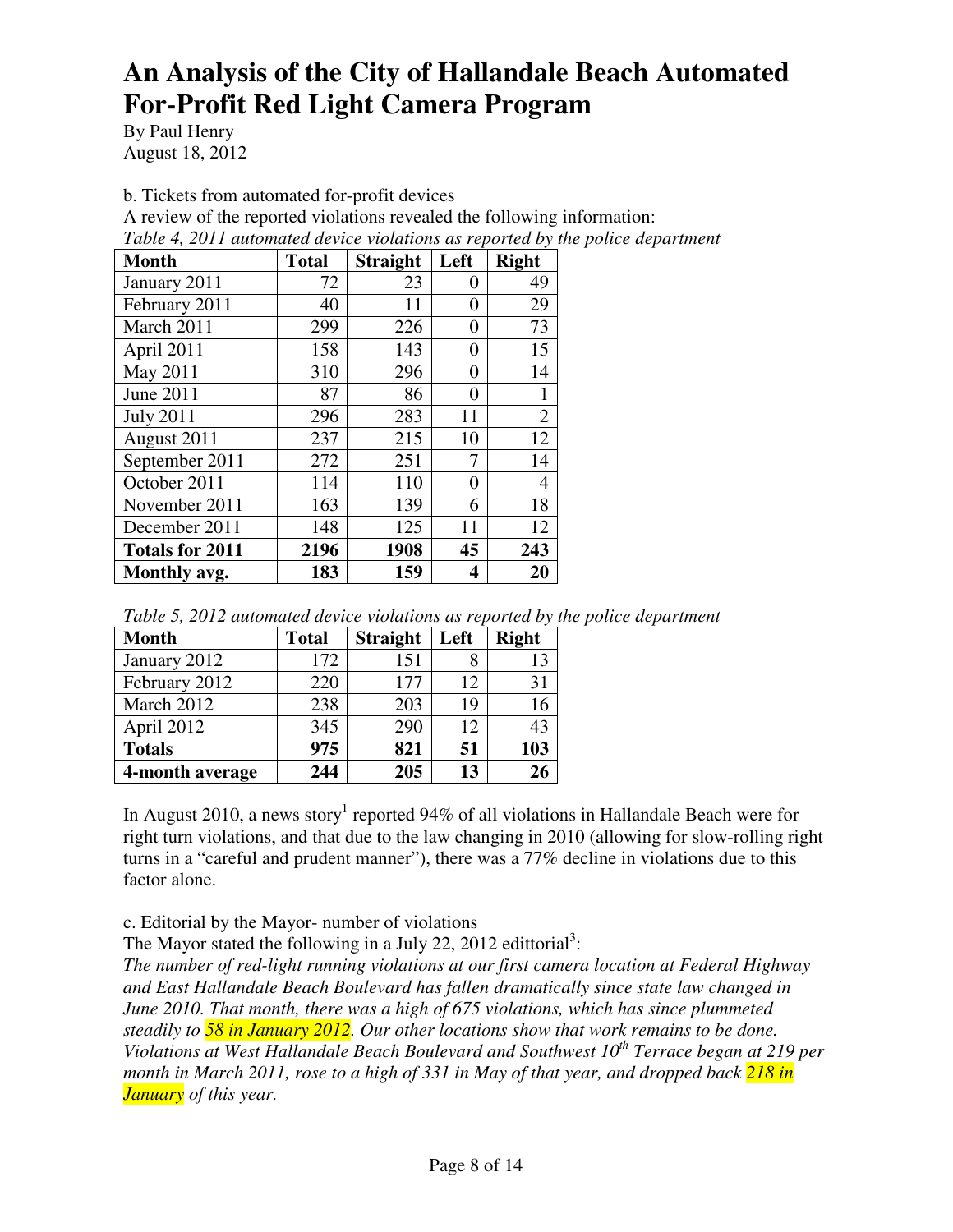# An Analysis of the City of Hallandale Beach Automated For-Profit Red Light Camera Program

By Paul Henry
August 18, 2012

b. Tickets from automated for-profit devices

A review of the reported violations revealed the following information:

*Table 4, 2011 automated device violations as reported by the police department*

| Month | Total | Straight | Left | Right |
|---|---|---|---|---|
| January 2011 | 72 | 23 | 0 | 49 |
| February 2011 | 40 | 11 | 0 | 29 |
| March 2011 | 299 | 226 | 0 | 73 |
| April 2011 | 158 | 143 | 0 | 15 |
| May 2011 | 310 | 296 | 0 | 14 |
| June 2011 | 87 | 86 | 0 | 1 |
| July 2011 | 296 | 283 | 11 | 2 |
| August 2011 | 237 | 215 | 10 | 12 |
| September 2011 | 272 | 251 | 7 | 14 |
| October 2011 | 114 | 110 | 0 | 4 |
| November 2011 | 163 | 139 | 6 | 18 |
| December 2011 | 148 | 125 | 11 | 12 |
| **Totals for 2011** | **2196** | **1908** | **45** | **243** |
| **Monthly avg.** | **183** | **159** | **4** | **20** |

*Table 5, 2012 automated device violations as reported by the police department*

| Month | Total | Straight | Left | Right |
|---|---|---|---|---|
| January 2012 | 172 | 151 | 8 | 13 |
| February 2012 | 220 | 177 | 12 | 31 |
| March 2012 | 238 | 203 | 19 | 16 |
| April 2012 | 345 | 290 | 12 | 43 |
| **Totals** | **975** | **821** | **51** | **103** |
| **4-month average** | **244** | **205** | **13** | **26** |

In August 2010, a news story[1] reported 94% of all violations in Hallandale Beach were for right turn violations, and that due to the law changing in 2010 (allowing for slow-rolling right turns in a "careful and prudent manner"), there was a 77% decline in violations due to this factor alone.

c. Editorial by the Mayor- number of violations

The Mayor stated the following in a July 22, 2012 edittorial[3]:

*The number of red-light running violations at our first camera location at Federal Highway and East Hallandale Beach Boulevard has fallen dramatically since state law changed in June 2010. That month, there was a high of 675 violations, which has since plummeted steadily to 58 in January 2012. Our other locations show that work remains to be done. Violations at West Hallandale Beach Boulevard and Southwest 10th Terrace began at 219 per month in March 2011, rose to a high of 331 in May of that year, and dropped back 218 in January of this year.*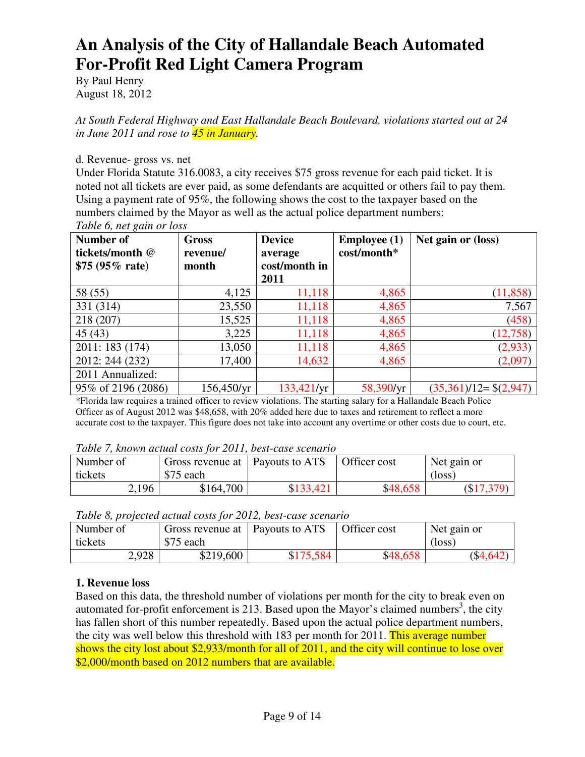# An Analysis of the City of Hallandale Beach Automated For-Profit Red Light Camera Program

By Paul Henry
August 18, 2012

*At South Federal Highway and East Hallandale Beach Boulevard, violations started out at 24 in June 2011 and rose to 45 in January.*

d. Revenue- gross vs. net

Under Florida Statute 316.0083, a city receives $75 gross revenue for each paid ticket. It is noted not all tickets are ever paid, as some defendants are acquitted or others fail to pay them. Using a payment rate of 95%, the following shows the cost to the taxpayer based on the numbers claimed by the Mayor as well as the actual police department numbers:

*Table 6, net gain or loss*

| Number of tickets/month @ $75 (95% rate) | Gross revenue/ month | Device average cost/month in 2011 | Employee (1) cost/month* | Net gain or (loss) |
|---|---|---|---|---|
| 58 (55) | 4,125 | 11,118 | 4,865 | (11,858) |
| 331 (314) | 23,550 | 11,118 | 4,865 | 7,567 |
| 218 (207) | 15,525 | 11,118 | 4,865 | (458) |
| 45 (43) | 3,225 | 11,118 | 4,865 | (12,758) |
| 2011: 183 (174) | 13,050 | 11,118 | 4,865 | (2,933) |
| 2012: 244 (232) | 17,400 | 14,632 | 4,865 | (2,097) |
| 2011 Annualized: | | | | |
| 95% of 2196 (2086) | 156,450/yr | 133,421/yr | 58,390/yr | (35,361)/12= $(2,947) |

*Florida law requires a trained officer to review violations. The starting salary for a Hallandale Beach Police Officer as of August 2012 was $48,658, with 20% added here due to taxes and retirement to reflect a more accurate cost to the taxpayer. This figure does not take into account any overtime or other costs due to court, etc.

*Table 7, known actual costs for 2011, best-case scenario*

| Number of tickets | Gross revenue at $75 each | Payouts to ATS | Officer cost | Net gain or (loss) |
|---|---|---|---|---|
| 2,196 | $164,700 | $133,421 | $48,658 | ($17,379) |

*Table 8, projected actual costs for 2012, best-case scenario*

| Number of tickets | Gross revenue at $75 each | Payouts to ATS | Officer cost | Net gain or (loss) |
|---|---|---|---|---|
| 2,928 | $219,600 | $175,584 | $48,658 | ($4,642) |

**1. Revenue loss**

Based on this data, the threshold number of violations per month for the city to break even on automated for-profit enforcement is 213. Based upon the Mayor's claimed numbers[3], the city has fallen short of this number repeatedly. Based upon the actual police department numbers, the city was well below this threshold with 183 per month for 2011. This average number shows the city lost about $2,933/month for all of 2011, and the city will continue to lose over $2,000/month based on 2012 numbers that are available.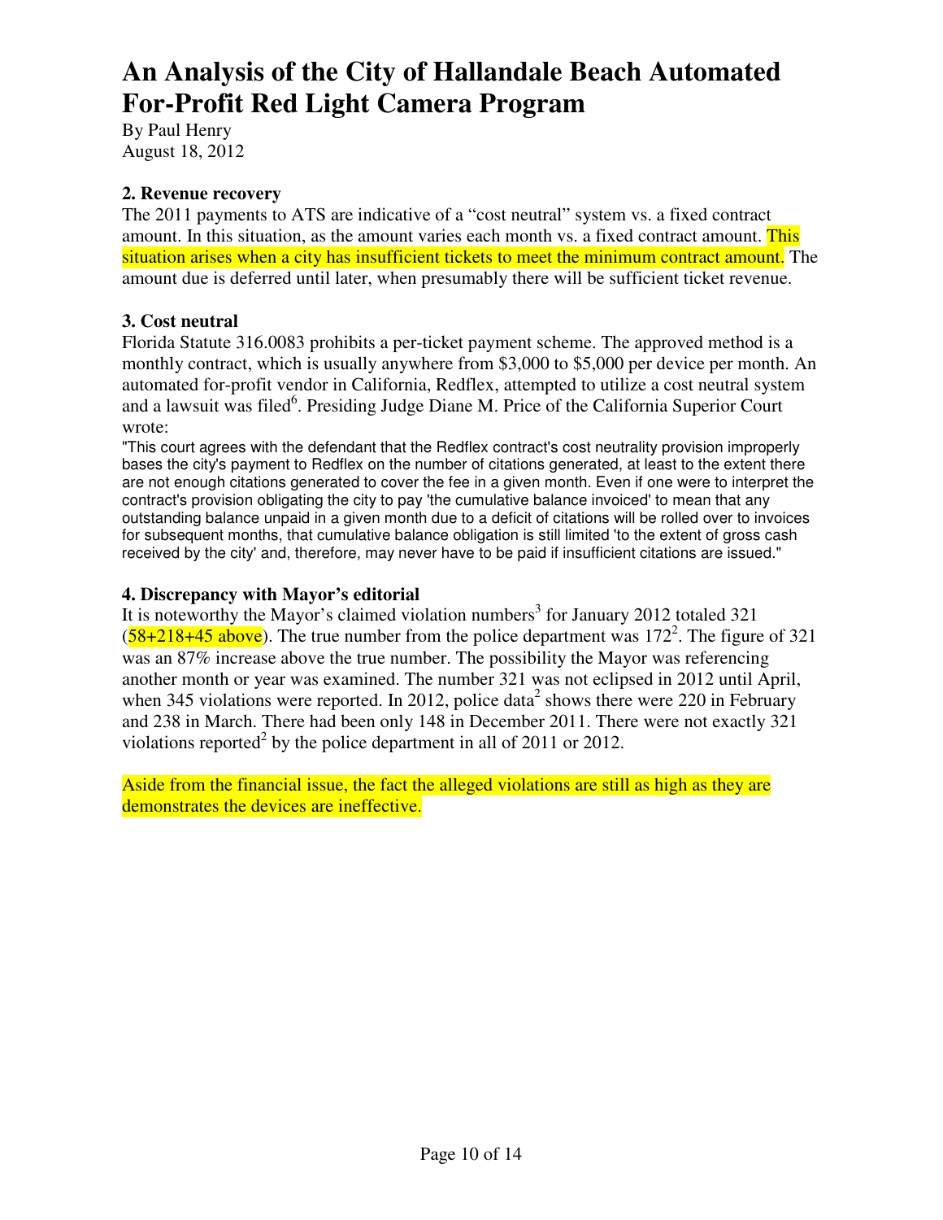# An Analysis of the City of Hallandale Beach Automated For-Profit Red Light Camera Program

By Paul Henry
August 18, 2012

### 2. Revenue recovery

The 2011 payments to ATS are indicative of a "cost neutral" system vs. a fixed contract amount. In this situation, as the amount varies each month vs. a fixed contract amount. This situation arises when a city has insufficient tickets to meet the minimum contract amount. The amount due is deferred until later, when presumably there will be sufficient ticket revenue.

### 3. Cost neutral

Florida Statute 316.0083 prohibits a per-ticket payment scheme. The approved method is a monthly contract, which is usually anywhere from $3,000 to $5,000 per device per month. An automated for-profit vendor in California, Redflex, attempted to utilize a cost neutral system and a lawsuit was filed[6]. Presiding Judge Diane M. Price of the California Superior Court wrote:

"This court agrees with the defendant that the Redflex contract's cost neutrality provision improperly bases the city's payment to Redflex on the number of citations generated, at least to the extent there are not enough citations generated to cover the fee in a given month. Even if one were to interpret the contract's provision obligating the city to pay 'the cumulative balance invoiced' to mean that any outstanding balance unpaid in a given month due to a deficit of citations will be rolled over to invoices for subsequent months, that cumulative balance obligation is still limited 'to the extent of gross cash received by the city' and, therefore, may never have to be paid if insufficient citations are issued."

### 4. Discrepancy with Mayor's editorial

It is noteworthy the Mayor's claimed violation numbers[3] for January 2012 totaled 321 (58+218+45 above). The true number from the police department was 172[2]. The figure of 321 was an 87% increase above the true number. The possibility the Mayor was referencing another month or year was examined. The number 321 was not eclipsed in 2012 until April, when 345 violations were reported. In 2012, police data[2] shows there were 220 in February and 238 in March. There had been only 148 in December 2011. There were not exactly 321 violations reported[2] by the police department in all of 2011 or 2012.

Aside from the financial issue, the fact the alleged violations are still as high as they are demonstrates the devices are ineffective.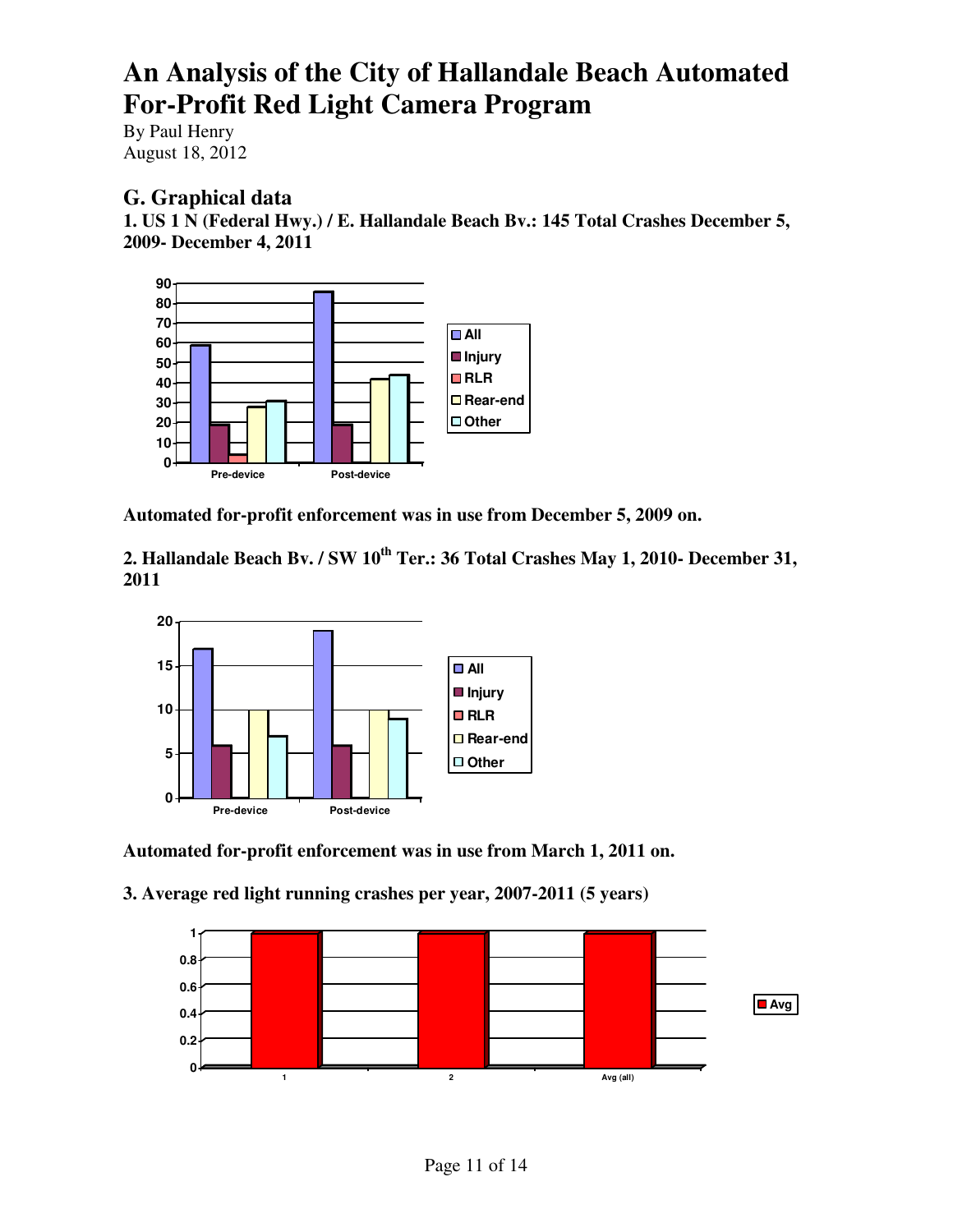# An Analysis of the City of Hallandale Beach Automated For-Profit Red Light Camera Program

By Paul Henry
August 18, 2012

## G. Graphical data

**1. US 1 N (Federal Hwy.) / E. Hallandale Beach Bv.: 145 Total Crashes December 5, 2009- December 4, 2011**

**Automated for-profit enforcement was in use from December 5, 2009 on.**

**2. Hallandale Beach Bv. / SW 10th Ter.: 36 Total Crashes May 1, 2010- December 31, 2011**

**Automated for-profit enforcement was in use from March 1, 2011 on.**

**3. Average red light running crashes per year, 2007-2011 (5 years)**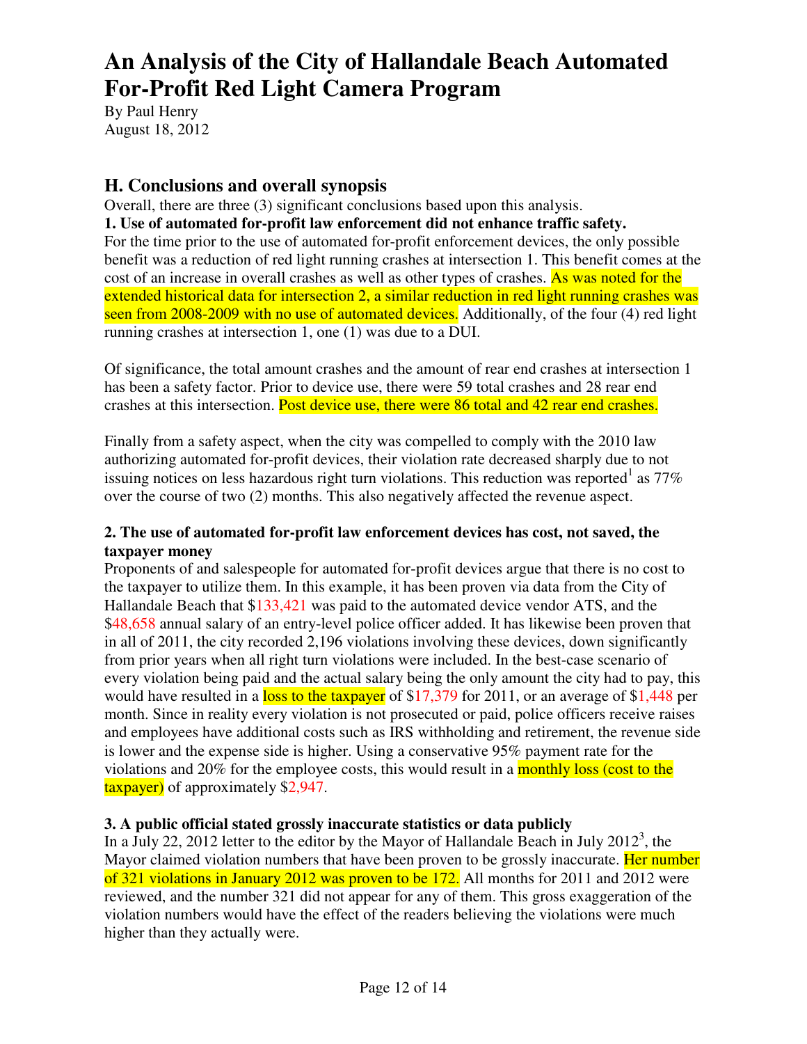# An Analysis of the City of Hallandale Beach Automated For-Profit Red Light Camera Program

By Paul Henry
August 18, 2012

## H. Conclusions and overall synopsis

Overall, there are three (3) significant conclusions based upon this analysis.

**1. Use of automated for-profit law enforcement did not enhance traffic safety.**

For the time prior to the use of automated for-profit enforcement devices, the only possible benefit was a reduction of red light running crashes at intersection 1. This benefit comes at the cost of an increase in overall crashes as well as other types of crashes. As was noted for the extended historical data for intersection 2, a similar reduction in red light running crashes was seen from 2008-2009 with no use of automated devices. Additionally, of the four (4) red light running crashes at intersection 1, one (1) was due to a DUI.

Of significance, the total amount crashes and the amount of rear end crashes at intersection 1 has been a safety factor. Prior to device use, there were 59 total crashes and 28 rear end crashes at this intersection. Post device use, there were 86 total and 42 rear end crashes.

Finally from a safety aspect, when the city was compelled to comply with the 2010 law authorizing automated for-profit devices, their violation rate decreased sharply due to not issuing notices on less hazardous right turn violations. This reduction was reported[1] as 77% over the course of two (2) months. This also negatively affected the revenue aspect.

**2. The use of automated for-profit law enforcement devices has cost, not saved, the taxpayer money**

Proponents of and salespeople for automated for-profit devices argue that there is no cost to the taxpayer to utilize them. In this example, it has been proven via data from the City of Hallandale Beach that $133,421 was paid to the automated device vendor ATS, and the $48,658 annual salary of an entry-level police officer added. It has likewise been proven that in all of 2011, the city recorded 2,196 violations involving these devices, down significantly from prior years when all right turn violations were included. In the best-case scenario of every violation being paid and the actual salary being the only amount the city had to pay, this would have resulted in a loss to the taxpayer of $17,379 for 2011, or an average of $1,448 per month. Since in reality every violation is not prosecuted or paid, police officers receive raises and employees have additional costs such as IRS withholding and retirement, the revenue side is lower and the expense side is higher. Using a conservative 95% payment rate for the violations and 20% for the employee costs, this would result in a monthly loss (cost to the taxpayer) of approximately $2,947.

**3. A public official stated grossly inaccurate statistics or data publicly**

In a July 22, 2012 letter to the editor by the Mayor of Hallandale Beach in July 2012[3], the Mayor claimed violation numbers that have been proven to be grossly inaccurate. Her number of 321 violations in January 2012 was proven to be 172. All months for 2011 and 2012 were reviewed, and the number 321 did not appear for any of them. This gross exaggeration of the violation numbers would have the effect of the readers believing the violations were much higher than they actually were.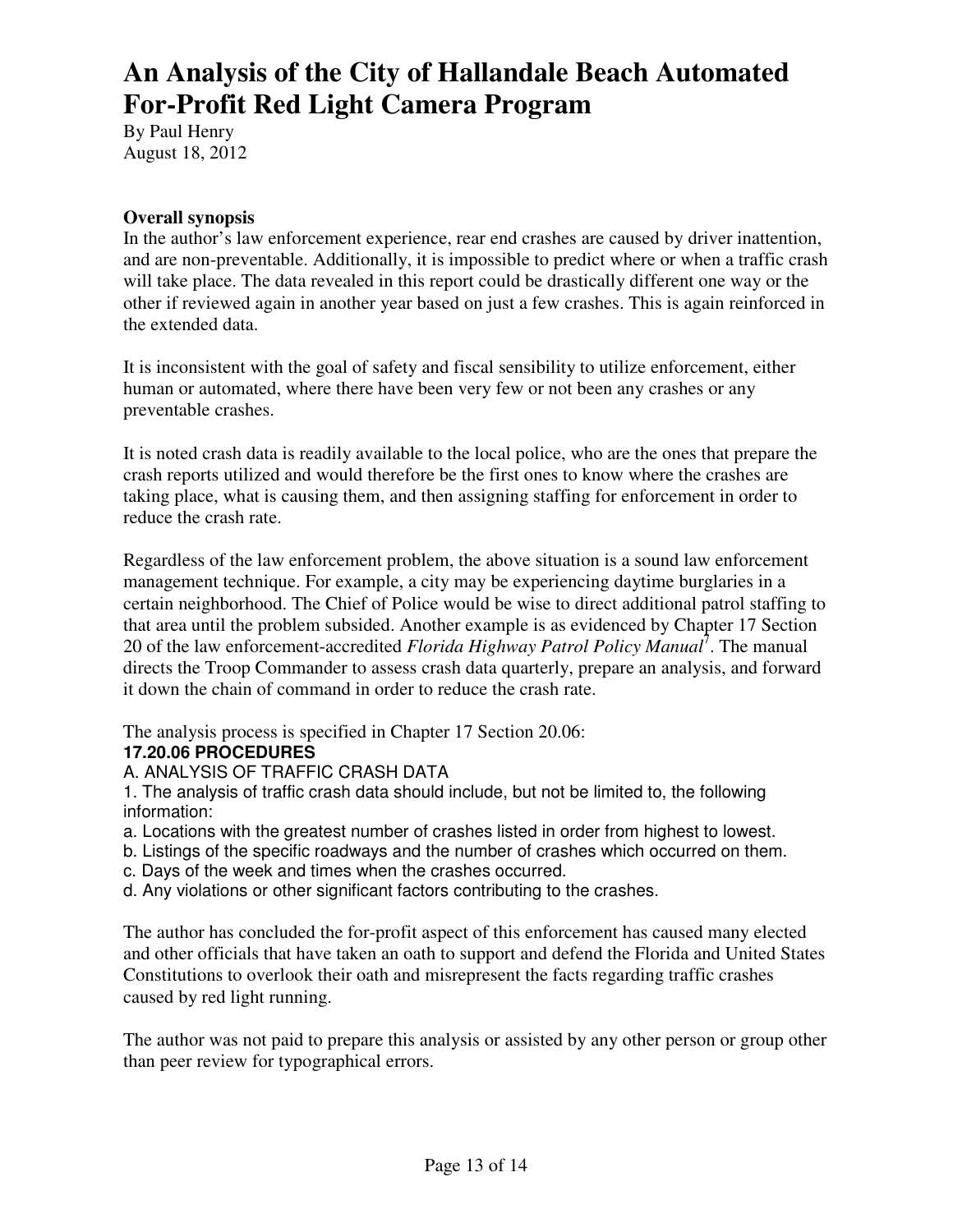# An Analysis of the City of Hallandale Beach Automated For-Profit Red Light Camera Program

By Paul Henry
August 18, 2012

**Overall synopsis**

In the author's law enforcement experience, rear end crashes are caused by driver inattention, and are non-preventable. Additionally, it is impossible to predict where or when a traffic crash will take place. The data revealed in this report could be drastically different one way or the other if reviewed again in another year based on just a few crashes. This is again reinforced in the extended data.

It is inconsistent with the goal of safety and fiscal sensibility to utilize enforcement, either human or automated, where there have been very few or not been any crashes or any preventable crashes.

It is noted crash data is readily available to the local police, who are the ones that prepare the crash reports utilized and would therefore be the first ones to know where the crashes are taking place, what is causing them, and then assigning staffing for enforcement in order to reduce the crash rate.

Regardless of the law enforcement problem, the above situation is a sound law enforcement management technique. For example, a city may be experiencing daytime burglaries in a certain neighborhood. The Chief of Police would be wise to direct additional patrol staffing to that area until the problem subsided. Another example is as evidenced by Chapter 17 Section 20 of the law enforcement-accredited *Florida Highway Patrol Policy Manual*[7]. The manual directs the Troop Commander to assess crash data quarterly, prepare an analysis, and forward it down the chain of command in order to reduce the crash rate.

The analysis process is specified in Chapter 17 Section 20.06:

**17.20.06 PROCEDURES**

A. ANALYSIS OF TRAFFIC CRASH DATA

1. The analysis of traffic crash data should include, but not be limited to, the following information:

a. Locations with the greatest number of crashes listed in order from highest to lowest.
b. Listings of the specific roadways and the number of crashes which occurred on them.
c. Days of the week and times when the crashes occurred.
d. Any violations or other significant factors contributing to the crashes.

The author has concluded the for-profit aspect of this enforcement has caused many elected and other officials that have taken an oath to support and defend the Florida and United States Constitutions to overlook their oath and misrepresent the facts regarding traffic crashes caused by red light running.

The author was not paid to prepare this analysis or assisted by any other person or group other than peer review for typographical errors.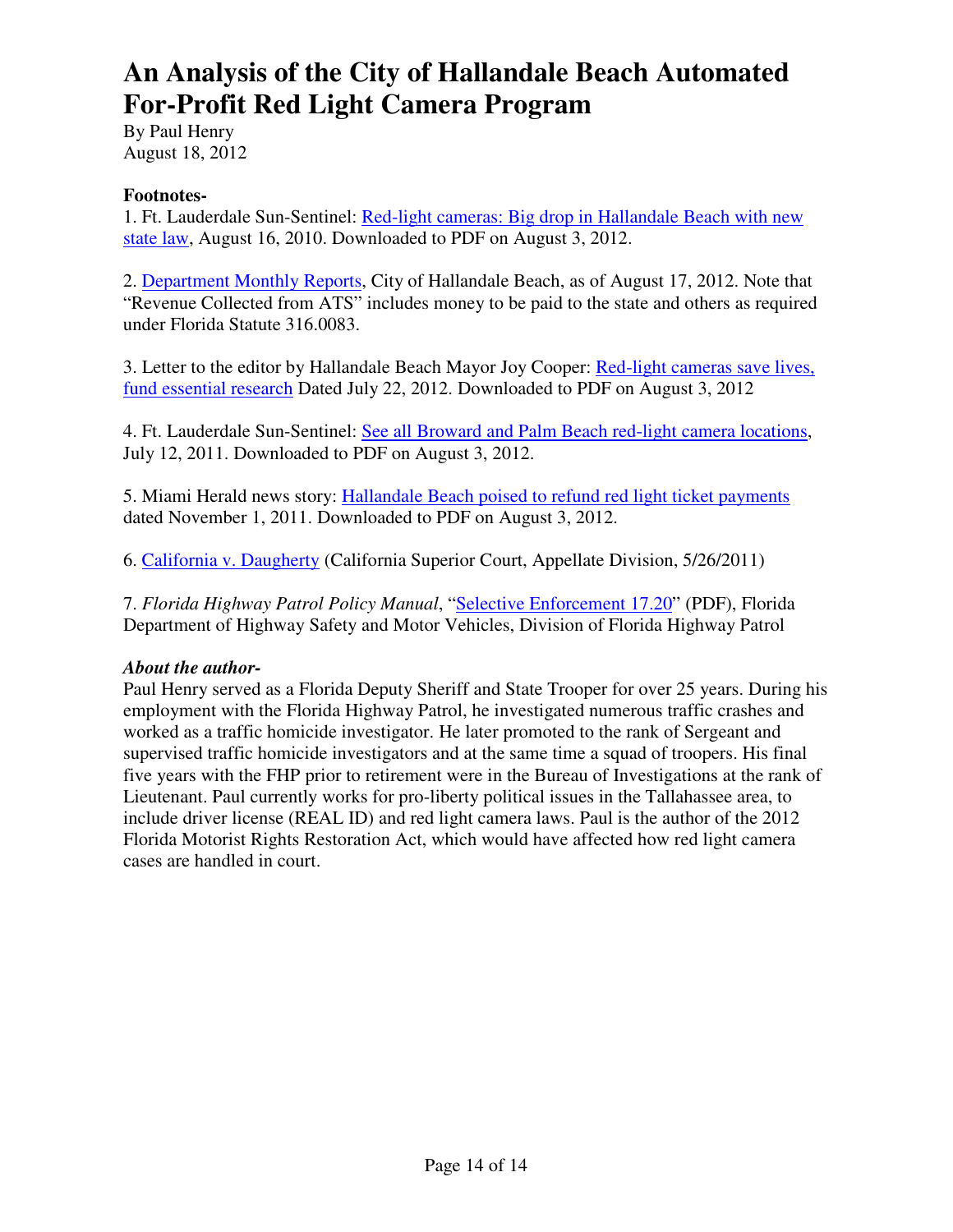# An Analysis of the City of Hallandale Beach Automated For-Profit Red Light Camera Program

By Paul Henry
August 18, 2012

**Footnotes-**

1. Ft. Lauderdale Sun-Sentinel: Red-light cameras: Big drop in Hallandale Beach with new state law, August 16, 2010. Downloaded to PDF on August 3, 2012.

2. Department Monthly Reports, City of Hallandale Beach, as of August 17, 2012. Note that "Revenue Collected from ATS" includes money to be paid to the state and others as required under Florida Statute 316.0083.

3. Letter to the editor by Hallandale Beach Mayor Joy Cooper: Red-light cameras save lives, fund essential research Dated July 22, 2012. Downloaded to PDF on August 3, 2012

4. Ft. Lauderdale Sun-Sentinel: See all Broward and Palm Beach red-light camera locations, July 12, 2011. Downloaded to PDF on August 3, 2012.

5. Miami Herald news story: Hallandale Beach poised to refund red light ticket payments dated November 1, 2011. Downloaded to PDF on August 3, 2012.

6. California v. Daugherty (California Superior Court, Appellate Division, 5/26/2011)

7. *Florida Highway Patrol Policy Manual*, "Selective Enforcement 17.20" (PDF), Florida Department of Highway Safety and Motor Vehicles, Division of Florida Highway Patrol

***About the author-***

Paul Henry served as a Florida Deputy Sheriff and State Trooper for over 25 years. During his employment with the Florida Highway Patrol, he investigated numerous traffic crashes and worked as a traffic homicide investigator. He later promoted to the rank of Sergeant and supervised traffic homicide investigators and at the same time a squad of troopers. His final five years with the FHP prior to retirement were in the Bureau of Investigations at the rank of Lieutenant. Paul currently works for pro-liberty political issues in the Tallahassee area, to include driver license (REAL ID) and red light camera laws. Paul is the author of the 2012 Florida Motorist Rights Restoration Act, which would have affected how red light camera cases are handled in court.